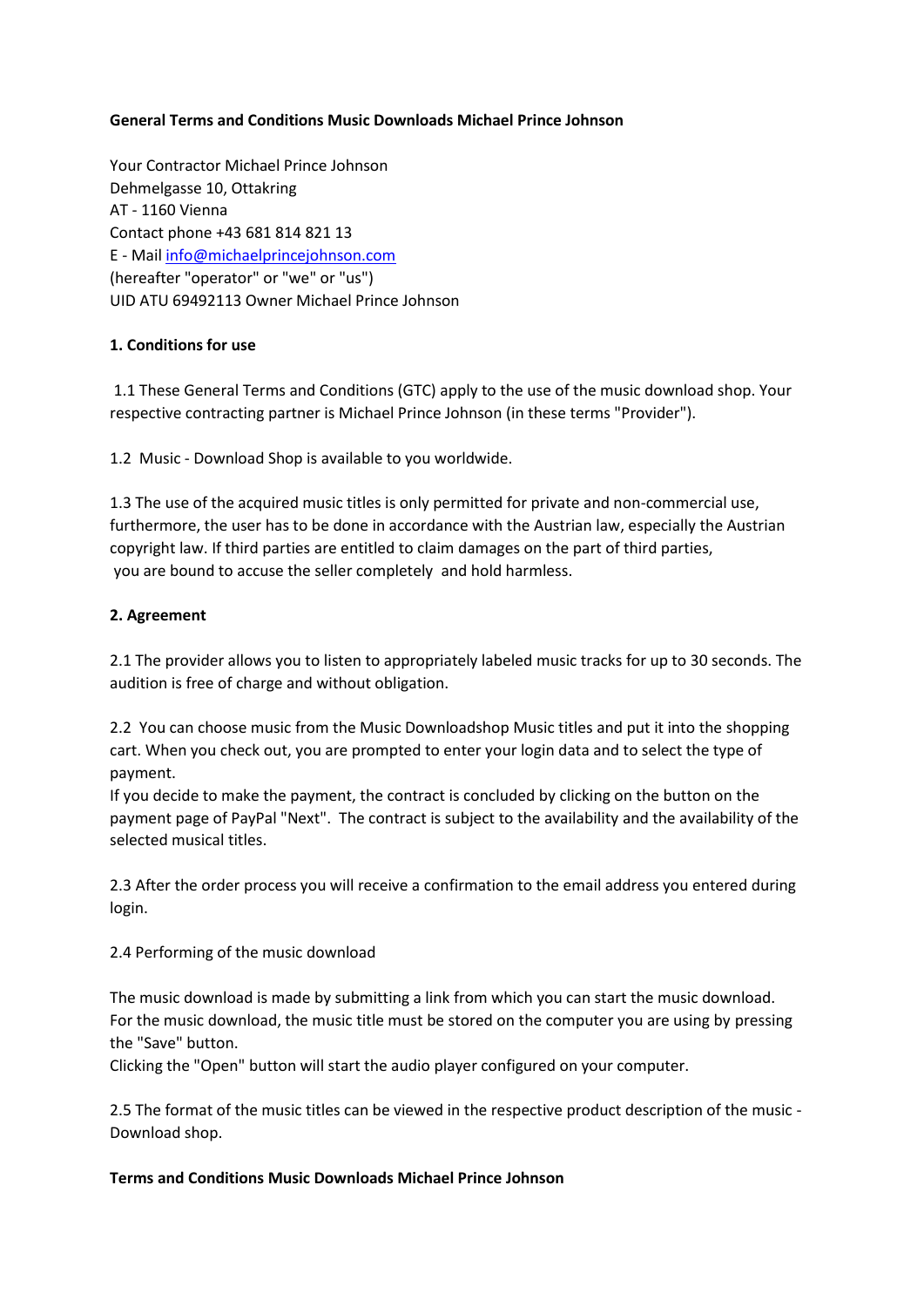**General Terms and Conditions Music Downloads Michael Prince Johnson**

Your Contractor Michael Prince Johnson
Dehmelgasse 10, Ottakring
AT - 1160 Vienna
Contact phone +43 681 814 821 13
E - Mail info@michaelprincejohnson.com
(hereafter "operator" or "we" or "us")
UID ATU 69492113 Owner Michael Prince Johnson

**1. Conditions for use**

1.1 These General Terms and Conditions (GTC) apply to the use of the music download shop. Your respective contracting partner is Michael Prince Johnson (in these terms "Provider").

1.2 Music - Download Shop is available to you worldwide.

1.3 The use of the acquired music titles is only permitted for private and non-commercial use, furthermore, the user has to be done in accordance with the Austrian law, especially the Austrian copyright law. If third parties are entitled to claim damages on the part of third parties, you are bound to accuse the seller completely and hold harmless.

**2. Agreement**

2.1 The provider allows you to listen to appropriately labeled music tracks for up to 30 seconds. The audition is free of charge and without obligation.

2.2 You can choose music from the Music Downloadshop Music titles and put it into the shopping cart. When you check out, you are prompted to enter your login data and to select the type of payment.
If you decide to make the payment, the contract is concluded by clicking on the button on the payment page of PayPal "Next". The contract is subject to the availability and the availability of the selected musical titles.

2.3 After the order process you will receive a confirmation to the email address you entered during login.

2.4 Performing of the music download

The music download is made by submitting a link from which you can start the music download. For the music download, the music title must be stored on the computer you are using by pressing the "Save" button.
Clicking the "Open" button will start the audio player configured on your computer.

2.5 The format of the music titles can be viewed in the respective product description of the music - Download shop.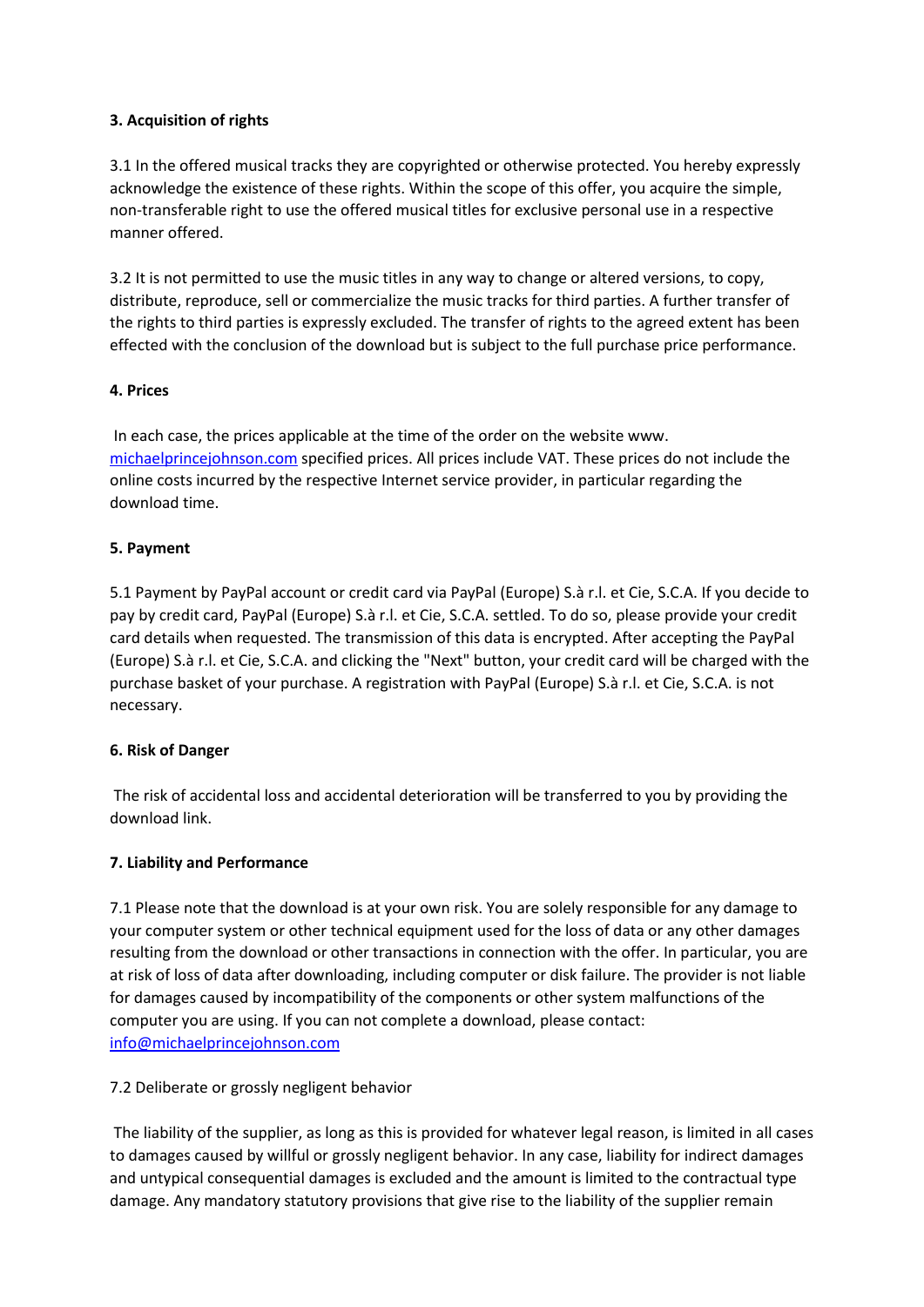**3. Acquisition of rights**

3.1 In the offered musical tracks they are copyrighted or otherwise protected. You hereby expressly acknowledge the existence of these rights. Within the scope of this offer, you acquire the simple, non-transferable right to use the offered musical titles for exclusive personal use in a respective manner offered.

3.2 It is not permitted to use the music titles in any way to change or altered versions, to copy, distribute, reproduce, sell or commercialize the music tracks for third parties. A further transfer of the rights to third parties is expressly excluded. The transfer of rights to the agreed extent has been effected with the conclusion of the download but is subject to the full purchase price performance.

**4. Prices**

In each case, the prices applicable at the time of the order on the website www. michaelprincejohnson.com specified prices. All prices include VAT. These prices do not include the online costs incurred by the respective Internet service provider, in particular regarding the download time.

**5. Payment**

5.1 Payment by PayPal account or credit card via PayPal (Europe) S.à r.l. et Cie, S.C.A. If you decide to pay by credit card, PayPal (Europe) S.à r.l. et Cie, S.C.A. settled. To do so, please provide your credit card details when requested. The transmission of this data is encrypted. After accepting the PayPal (Europe) S.à r.l. et Cie, S.C.A. and clicking the "Next" button, your credit card will be charged with the purchase basket of your purchase. A registration with PayPal (Europe) S.à r.l. et Cie, S.C.A. is not necessary.

**6. Risk of Danger**

The risk of accidental loss and accidental deterioration will be transferred to you by providing the download link.

**7. Liability and Performance**

7.1 Please note that the download is at your own risk. You are solely responsible for any damage to your computer system or other technical equipment used for the loss of data or any other damages resulting from the download or other transactions in connection with the offer. In particular, you are at risk of loss of data after downloading, including computer or disk failure. The provider is not liable for damages caused by incompatibility of the components or other system malfunctions of the computer you are using. If you can not complete a download, please contact: info@michaelprincejohnson.com

7.2 Deliberate or grossly negligent behavior

The liability of the supplier, as long as this is provided for whatever legal reason, is limited in all cases to damages caused by willful or grossly negligent behavior. In any case, liability for indirect damages and untypical consequential damages is excluded and the amount is limited to the contractual type damage. Any mandatory statutory provisions that give rise to the liability of the supplier remain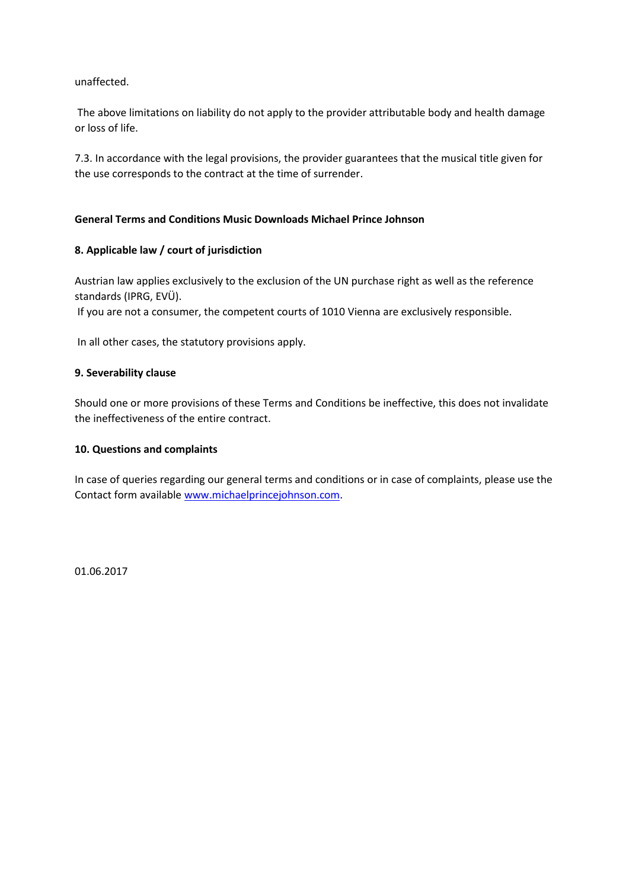unaffected.

The above limitations on liability do not apply to the provider attributable body and health damage or loss of life.

7.3. In accordance with the legal provisions, the provider guarantees that the musical title given for the use corresponds to the contract at the time of surrender.

**General Terms and Conditions Music Downloads Michael Prince Johnson**

**8. Applicable law / court of jurisdiction**

Austrian law applies exclusively to the exclusion of the UN purchase right as well as the reference standards (IPRG, EVÜ).
If you are not a consumer, the competent courts of 1010 Vienna are exclusively responsible.

In all other cases, the statutory provisions apply.

**9. Severability clause**

Should one or more provisions of these Terms and Conditions be ineffective, this does not invalidate the ineffectiveness of the entire contract.

**10. Questions and complaints**

In case of queries regarding our general terms and conditions or in case of complaints, please use the Contact form available [www.michaelprincejohnson.com](http://www.michaelprincejohnson.com).

01.06.2017